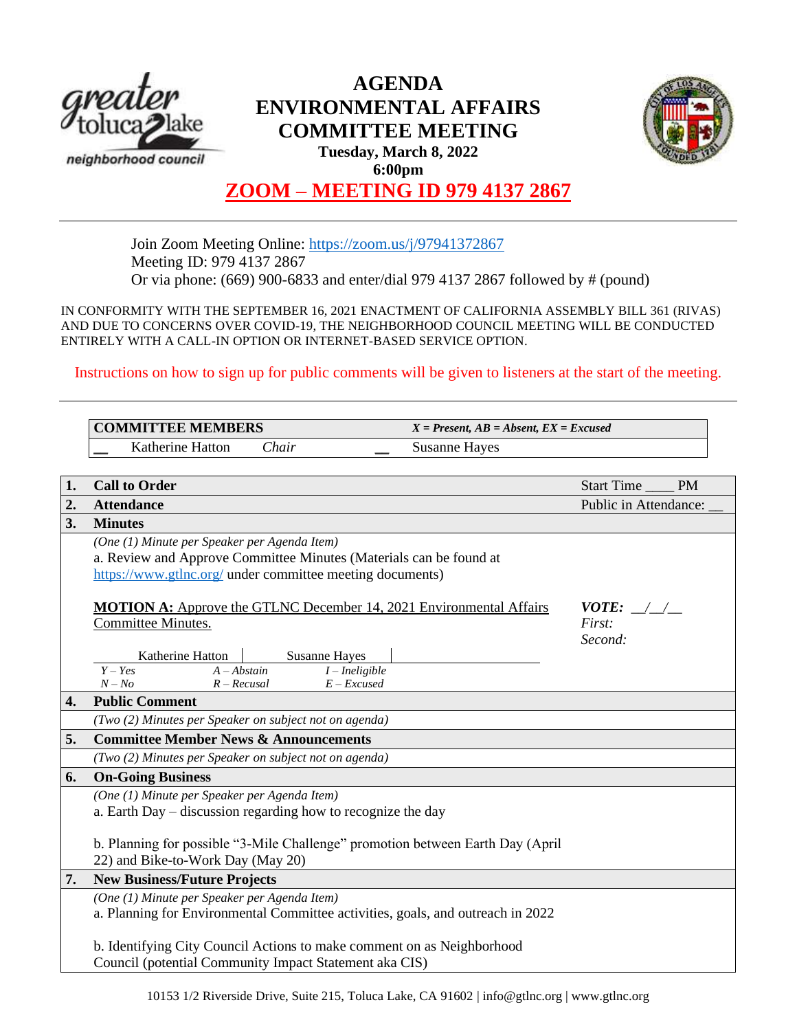# AGENDA
# ENVIRONMENTAL AFFAIRS COMMITTEE MEETING

**Tuesday, March 8, 2022**
**6:00pm**

**ZOOM – MEETING ID 979 4137 2867**

Join Zoom Meeting Online: https://zoom.us/j/97941372867
Meeting ID: 979 4137 2867
Or via phone: (669) 900-6833 and enter/dial 979 4137 2867 followed by # (pound)

IN CONFORMITY WITH THE SEPTEMBER 16, 2021 ENACTMENT OF CALIFORNIA ASSEMBLY BILL 361 (RIVAS) AND DUE TO CONCERNS OVER COVID-19, THE NEIGHBORHOOD COUNCIL MEETING WILL BE CONDUCTED ENTIRELY WITH A CALL-IN OPTION OR INTERNET-BASED SERVICE OPTION.

Instructions on how to sign up for public comments will be given to listeners at the start of the meeting.

| **COMMITTEE MEMBERS** | | | *X = Present, AB = Absent, EX = Excused* |
|---|---|---|---|
| __ | Katherine Hatton *Chair* | __ | Susanne Hayes |

| | | |
|---|---|---|
| **1.** | **Call to Order** | Start Time ____ PM |
| **2.** | **Attendance** | Public in Attendance: __ |
| **3.** | **Minutes** | |
| | *(One (1) Minute per Speaker per Agenda Item)*<br>a. Review and Approve Committee Minutes (Materials can be found at https://www.gtlnc.org/ under committee meeting documents)<br><br>**MOTION A:** Approve the GTLNC December 14, 2021 Environmental Affairs Committee Minutes.<br><br>Katherine Hatton \| Susanne Hayes<br>*Y – Yes* *A – Abstain* *I – Ineligible*<br>*N – No* *R – Recusal* *E – Excused* | ***VOTE:*** __/__/__<br>*First:*<br>*Second:* |
| **4.** | **Public Comment** | |
| | *(Two (2) Minutes per Speaker on subject not on agenda)* | |
| **5.** | **Committee Member News & Announcements** | |
| | *(Two (2) Minutes per Speaker on subject not on agenda)* | |
| **6.** | **On-Going Business** | |
| | *(One (1) Minute per Speaker per Agenda Item)*<br>a. Earth Day – discussion regarding how to recognize the day<br><br>b. Planning for possible "3-Mile Challenge" promotion between Earth Day (April 22) and Bike-to-Work Day (May 20) | |
| **7.** | **New Business/Future Projects** | |
| | *(One (1) Minute per Speaker per Agenda Item)*<br>a. Planning for Environmental Committee activities, goals, and outreach in 2022<br><br>b. Identifying City Council Actions to make comment on as Neighborhood Council (potential Community Impact Statement aka CIS) | |

10153 1/2 Riverside Drive, Suite 215, Toluca Lake, CA 91602 | info@gtlnc.org | www.gtlnc.org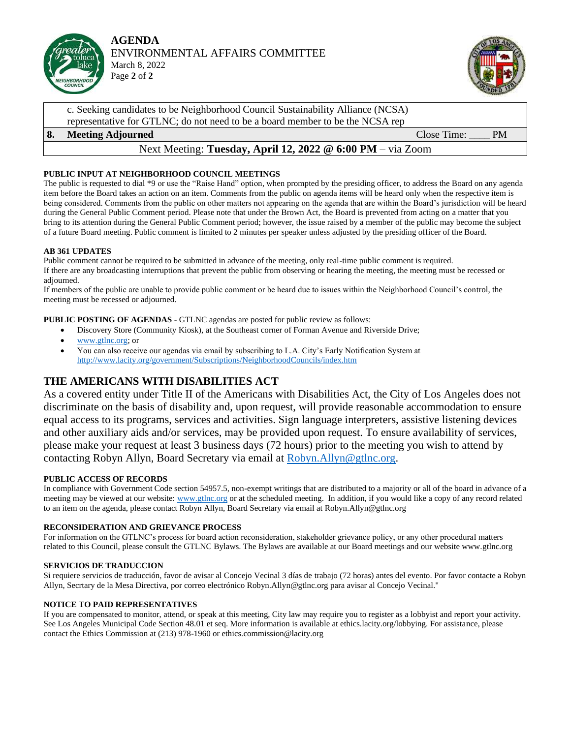| | | |
|---|---|---|
| | c. Seeking candidates to be Neighborhood Council Sustainability Alliance (NCSA) representative for GTLNC; do not need to be a board member to be the NCSA rep | |
| **8.** | **Meeting Adjourned** | Close Time: ____ PM |
| | Next Meeting: **Tuesday, April 12, 2022 @ 6:00 PM** – via Zoom | |

**PUBLIC INPUT AT NEIGHBORHOOD COUNCIL MEETINGS**

The public is requested to dial *9 or use the "Raise Hand" option, when prompted by the presiding officer, to address the Board on any agenda item before the Board takes an action on an item. Comments from the public on agenda items will be heard only when the respective item is being considered. Comments from the public on other matters not appearing on the agenda that are within the Board's jurisdiction will be heard during the General Public Comment period. Please note that under the Brown Act, the Board is prevented from acting on a matter that you bring to its attention during the General Public Comment period; however, the issue raised by a member of the public may become the subject of a future Board meeting. Public comment is limited to 2 minutes per speaker unless adjusted by the presiding officer of the Board.

**AB 361 UPDATES**

Public comment cannot be required to be submitted in advance of the meeting, only real-time public comment is required.
If there are any broadcasting interruptions that prevent the public from observing or hearing the meeting, the meeting must be recessed or adjourned.
If members of the public are unable to provide public comment or be heard due to issues within the Neighborhood Council's control, the meeting must be recessed or adjourned.

**PUBLIC POSTING OF AGENDAS** - GTLNC agendas are posted for public review as follows:

- Discovery Store (Community Kiosk), at the Southeast corner of Forman Avenue and Riverside Drive;
- www.gtlnc.org; or
- You can also receive our agendas via email by subscribing to L.A. City's Early Notification System at http://www.lacity.org/government/Subscriptions/NeighborhoodCouncils/index.htm

## THE AMERICANS WITH DISABILITIES ACT

As a covered entity under Title II of the Americans with Disabilities Act, the City of Los Angeles does not discriminate on the basis of disability and, upon request, will provide reasonable accommodation to ensure equal access to its programs, services and activities. Sign language interpreters, assistive listening devices and other auxiliary aids and/or services, may be provided upon request. To ensure availability of services, please make your request at least 3 business days (72 hours) prior to the meeting you wish to attend by contacting Robyn Allyn, Board Secretary via email at Robyn.Allyn@gtlnc.org.

**PUBLIC ACCESS OF RECORDS**

In compliance with Government Code section 54957.5, non-exempt writings that are distributed to a majority or all of the board in advance of a meeting may be viewed at our website: www.gtlnc.org or at the scheduled meeting. In addition, if you would like a copy of any record related to an item on the agenda, please contact Robyn Allyn, Board Secretary via email at Robyn.Allyn@gtlnc.org

**RECONSIDERATION AND GRIEVANCE PROCESS**

For information on the GTLNC's process for board action reconsideration, stakeholder grievance policy, or any other procedural matters related to this Council, please consult the GTLNC Bylaws. The Bylaws are available at our Board meetings and our website www.gtlnc.org

**SERVICIOS DE TRADUCCION**

Si requiere servicios de traducción, favor de avisar al Concejo Vecinal 3 días de trabajo (72 horas) antes del evento. Por favor contacte a Robyn Allyn, Secrtary de la Mesa Directiva, por correo electrónico Robyn.Allyn@gtlnc.org para avisar al Concejo Vecinal."

**NOTICE TO PAID REPRESENTATIVES**

If you are compensated to monitor, attend, or speak at this meeting, City law may require you to register as a lobbyist and report your activity. See Los Angeles Municipal Code Section 48.01 et seq. More information is available at ethics.lacity.org/lobbying. For assistance, please contact the Ethics Commission at (213) 978-1960 or ethics.commission@lacity.org